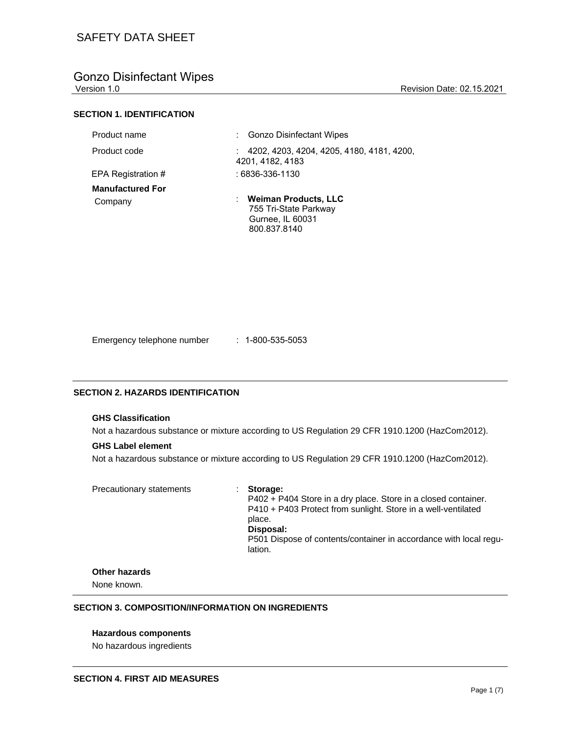# SAFETY DATA SHEET

## Gonzo Disinfectant Wipes

Version 1.0 | Revision Date: 02.15.2021

### SECTION 1. IDENTIFICATION

| | |
|---|---|
| Product name | : Gonzo Disinfectant Wipes |
| Product code | : 4202, 4203, 4204, 4205, 4180, 4181, 4200, 4201, 4182, 4183 |
| EPA Registration # | : 6836-336-1130 |

**Manufactured For**

| | |
|---|---|
| Company | : **Weiman Products, LLC**<br>755 Tri-State Parkway<br>Gurnee, IL 60031<br>800.837.8140 |

| | |
|---|---|
| Emergency telephone number | : 1-800-535-5053 |

### SECTION 2. HAZARDS IDENTIFICATION

**GHS Classification**

Not a hazardous substance or mixture according to US Regulation 29 CFR 1910.1200 (HazCom2012).

**GHS Label element**

Not a hazardous substance or mixture according to US Regulation 29 CFR 1910.1200 (HazCom2012).

Precautionary statements :

**Storage:**
P402 + P404 Store in a dry place. Store in a closed container.
P410 + P403 Protect from sunlight. Store in a well-ventilated place.

**Disposal:**
P501 Dispose of contents/container in accordance with local regulation.

**Other hazards**

None known.

### SECTION 3. COMPOSITION/INFORMATION ON INGREDIENTS

**Hazardous components**

No hazardous ingredients

### SECTION 4. FIRST AID MEASURES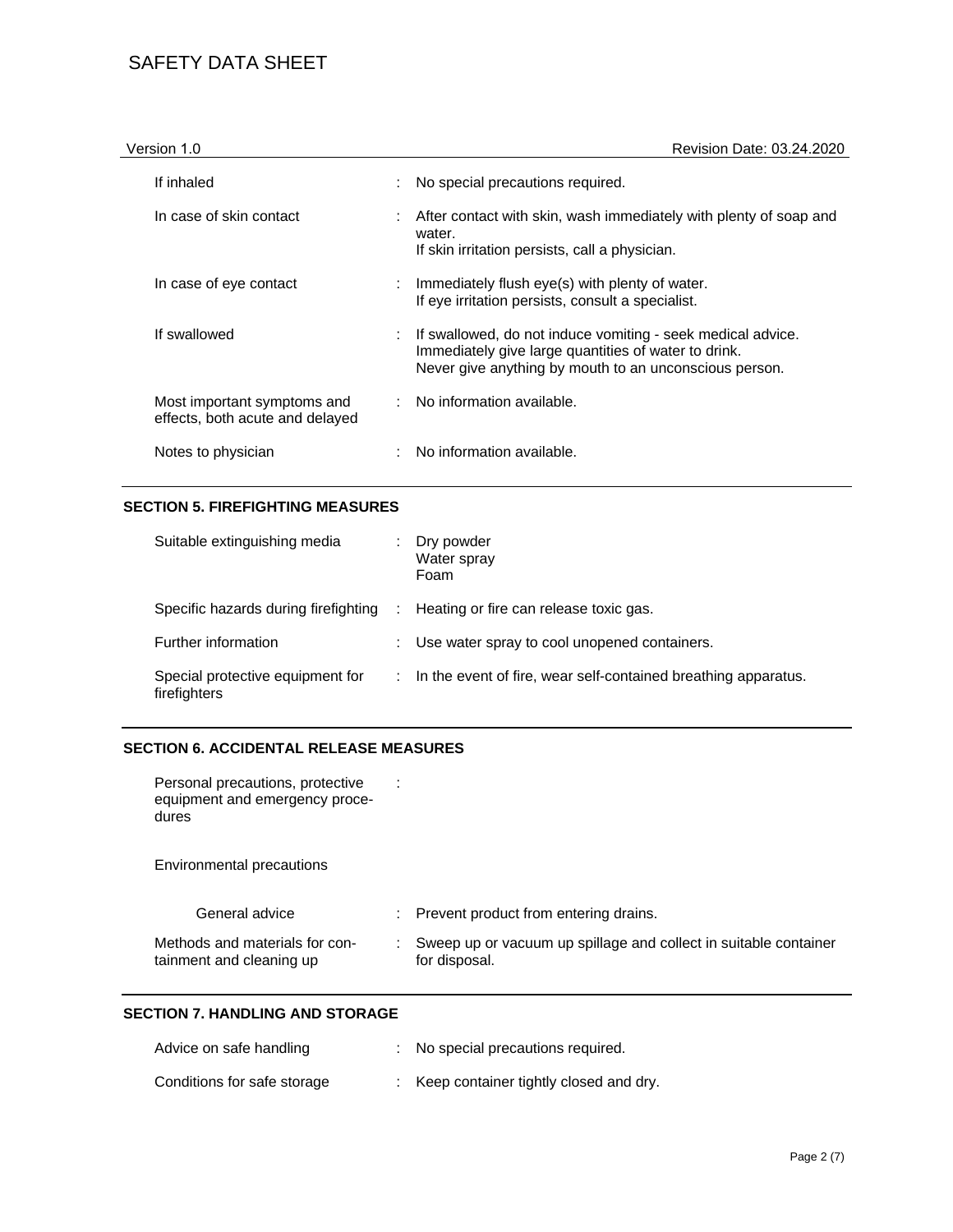| | |
|---|---|
| If inhaled | : No special precautions required. |
| In case of skin contact | : After contact with skin, wash immediately with plenty of soap and water.<br>If skin irritation persists, call a physician. |
| In case of eye contact | : Immediately flush eye(s) with plenty of water.<br>If eye irritation persists, consult a specialist. |
| If swallowed | : If swallowed, do not induce vomiting - seek medical advice.<br>Immediately give large quantities of water to drink.<br>Never give anything by mouth to an unconscious person. |
| Most important symptoms and effects, both acute and delayed | : No information available. |
| Notes to physician | : No information available. |

## SECTION 5. FIREFIGHTING MEASURES

| | |
|---|---|
| Suitable extinguishing media | : Dry powder<br>Water spray<br>Foam |
| Specific hazards during firefighting | : Heating or fire can release toxic gas. |
| Further information | : Use water spray to cool unopened containers. |
| Special protective equipment for firefighters | : In the event of fire, wear self-contained breathing apparatus. |

## SECTION 6. ACCIDENTAL RELEASE MEASURES

| | |
|---|---|
| Personal precautions, protective equipment and emergency procedures | : |
| Environmental precautions | |
| General advice | : Prevent product from entering drains. |
| Methods and materials for containment and cleaning up | : Sweep up or vacuum up spillage and collect in suitable container for disposal. |

## SECTION 7. HANDLING AND STORAGE

| | |
|---|---|
| Advice on safe handling | : No special precautions required. |
| Conditions for safe storage | : Keep container tightly closed and dry. |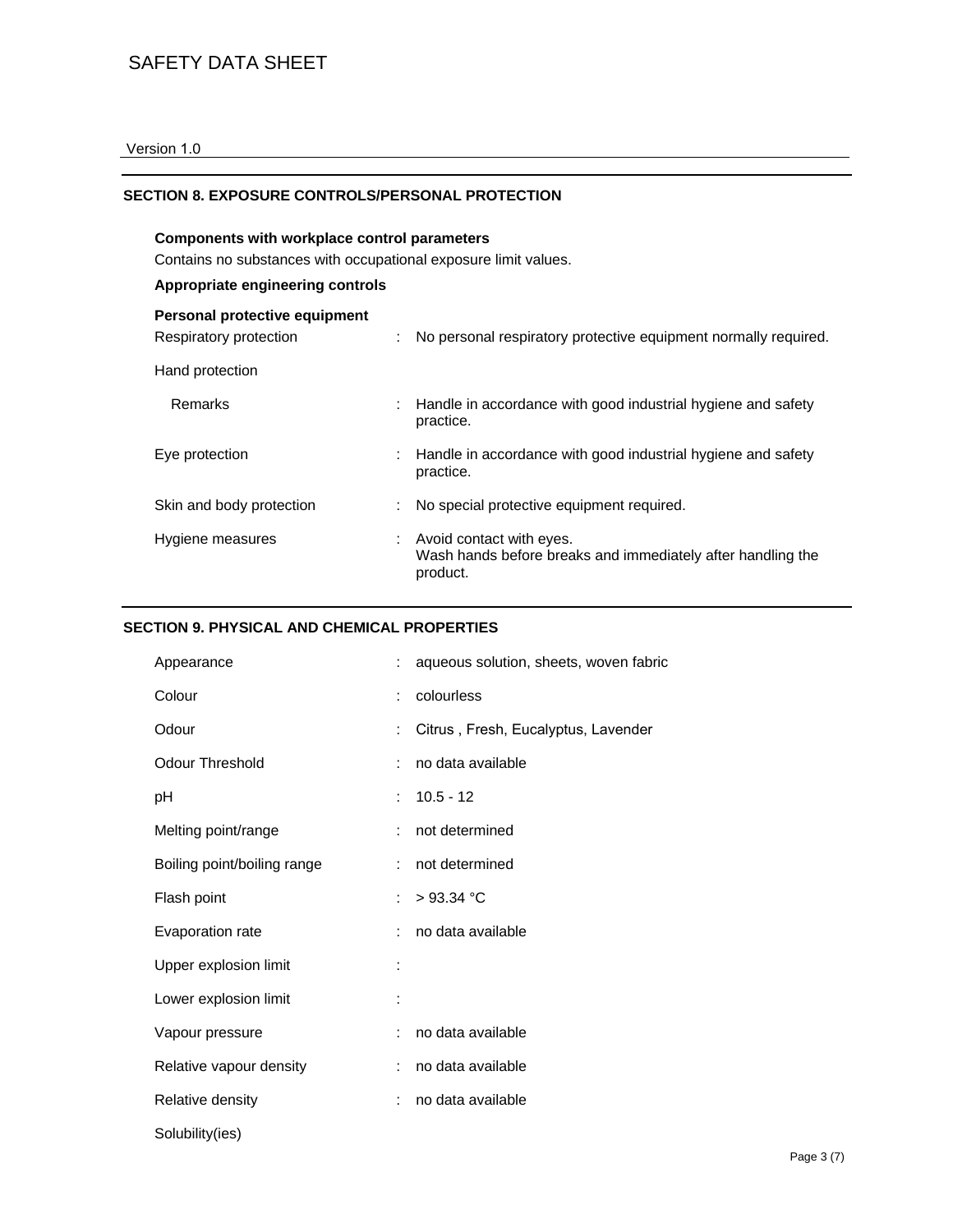## SECTION 8. EXPOSURE CONTROLS/PERSONAL PROTECTION

**Components with workplace control parameters**

Contains no substances with occupational exposure limit values.

**Appropriate engineering controls**

**Personal protective equipment**

| | | |
|---|---|---|
| Respiratory protection | : | No personal respiratory protective equipment normally required. |
| Hand protection | | |
| Remarks | : | Handle in accordance with good industrial hygiene and safety practice. |
| Eye protection | : | Handle in accordance with good industrial hygiene and safety practice. |
| Skin and body protection | : | No special protective equipment required. |
| Hygiene measures | : | Avoid contact with eyes.<br>Wash hands before breaks and immediately after handling the product. |

## SECTION 9. PHYSICAL AND CHEMICAL PROPERTIES

| | | |
|---|---|---|
| Appearance | : | aqueous solution, sheets, woven fabric |
| Colour | : | colourless |
| Odour | : | Citrus , Fresh, Eucalyptus, Lavender |
| Odour Threshold | : | no data available |
| pH | : | 10.5 - 12 |
| Melting point/range | : | not determined |
| Boiling point/boiling range | : | not determined |
| Flash point | : | > 93.34 °C |
| Evaporation rate | : | no data available |
| Upper explosion limit | : | |
| Lower explosion limit | : | |
| Vapour pressure | : | no data available |
| Relative vapour density | : | no data available |
| Relative density | : | no data available |
| Solubility(ies) | | |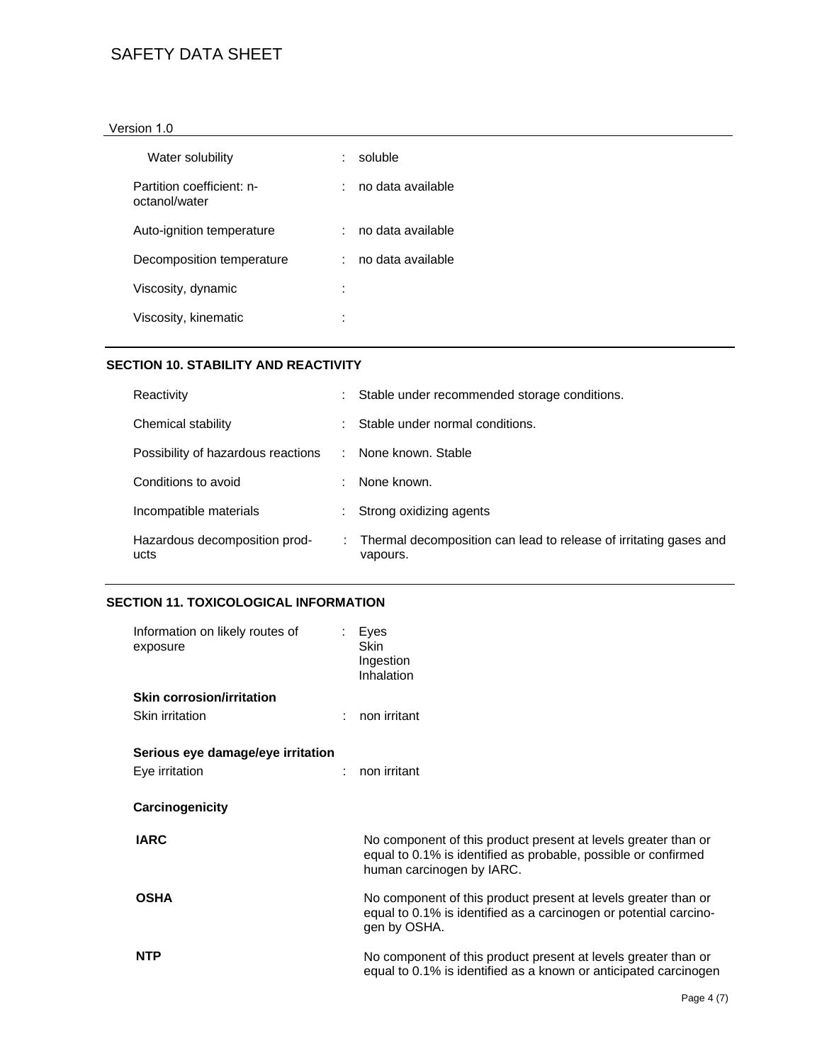| | | |
|---|---|---|
| Water solubility | : | soluble |
| Partition coefficient: n-octanol/water | : | no data available |
| Auto-ignition temperature | : | no data available |
| Decomposition temperature | : | no data available |
| Viscosity, dynamic | : | |
| Viscosity, kinematic | : | |

## SECTION 10. STABILITY AND REACTIVITY

| | | |
|---|---|---|
| Reactivity | : | Stable under recommended storage conditions. |
| Chemical stability | : | Stable under normal conditions. |
| Possibility of hazardous reactions | : | None known. Stable |
| Conditions to avoid | : | None known. |
| Incompatible materials | : | Strong oxidizing agents |
| Hazardous decomposition products | : | Thermal decomposition can lead to release of irritating gases and vapours. |

## SECTION 11. TOXICOLOGICAL INFORMATION

| | | |
|---|---|---|
| Information on likely routes of exposure | : | Eyes<br>Skin<br>Ingestion<br>Inhalation |

**Skin corrosion/irritation**

| | | |
|---|---|---|
| Skin irritation | : | non irritant |

**Serious eye damage/eye irritation**

| | | |
|---|---|---|
| Eye irritation | : | non irritant |

**Carcinogenicity**

| | |
|---|---|
| **IARC** | No component of this product present at levels greater than or equal to 0.1% is identified as probable, possible or confirmed human carcinogen by IARC. |
| **OSHA** | No component of this product present at levels greater than or equal to 0.1% is identified as a carcinogen or potential carcinogen by OSHA. |
| **NTP** | No component of this product present at levels greater than or equal to 0.1% is identified as a known or anticipated carcinogen |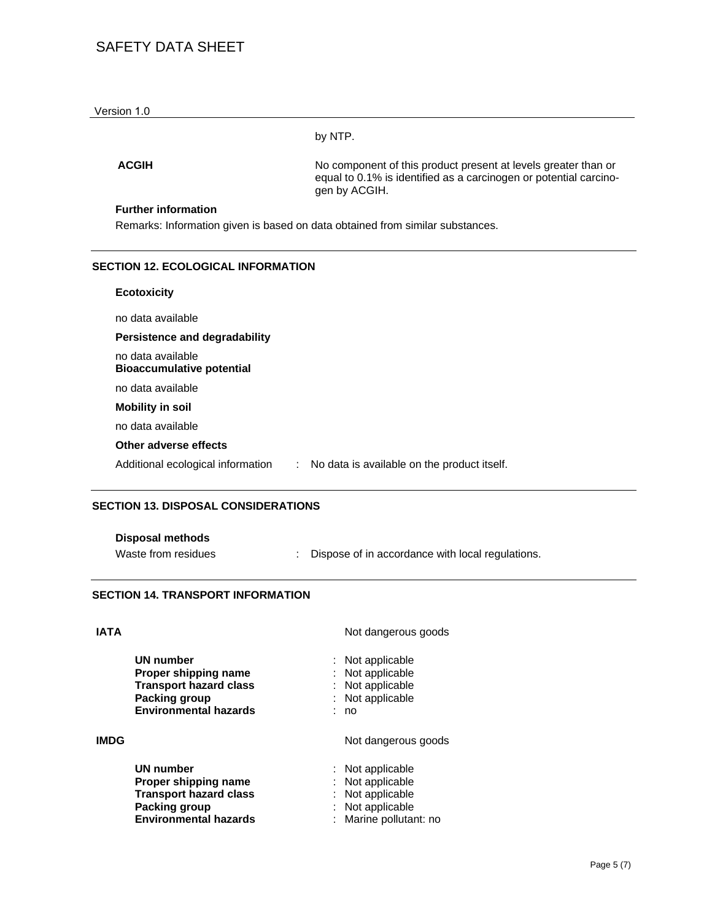by NTP.

| | |
|---|---|
| **ACGIH** | No component of this product present at levels greater than or equal to 0.1% is identified as a carcinogen or potential carcinogen by ACGIH. |

**Further information**

Remarks: Information given is based on data obtained from similar substances.

## SECTION 12. ECOLOGICAL INFORMATION

**Ecotoxicity**

no data available

**Persistence and degradability**

no data available

**Bioaccumulative potential**

no data available

**Mobility in soil**

no data available

**Other adverse effects**

Additional ecological information : No data is available on the product itself.

## SECTION 13. DISPOSAL CONSIDERATIONS

**Disposal methods**

Waste from residues : Dispose of in accordance with local regulations.

## SECTION 14. TRANSPORT INFORMATION

**IATA** Not dangerous goods

| | |
|---|---|
| **UN number** | : Not applicable |
| **Proper shipping name** | : Not applicable |
| **Transport hazard class** | : Not applicable |
| **Packing group** | : Not applicable |
| **Environmental hazards** | : no |

**IMDG** Not dangerous goods

| | |
|---|---|
| **UN number** | : Not applicable |
| **Proper shipping name** | : Not applicable |
| **Transport hazard class** | : Not applicable |
| **Packing group** | : Not applicable |
| **Environmental hazards** | : Marine pollutant: no |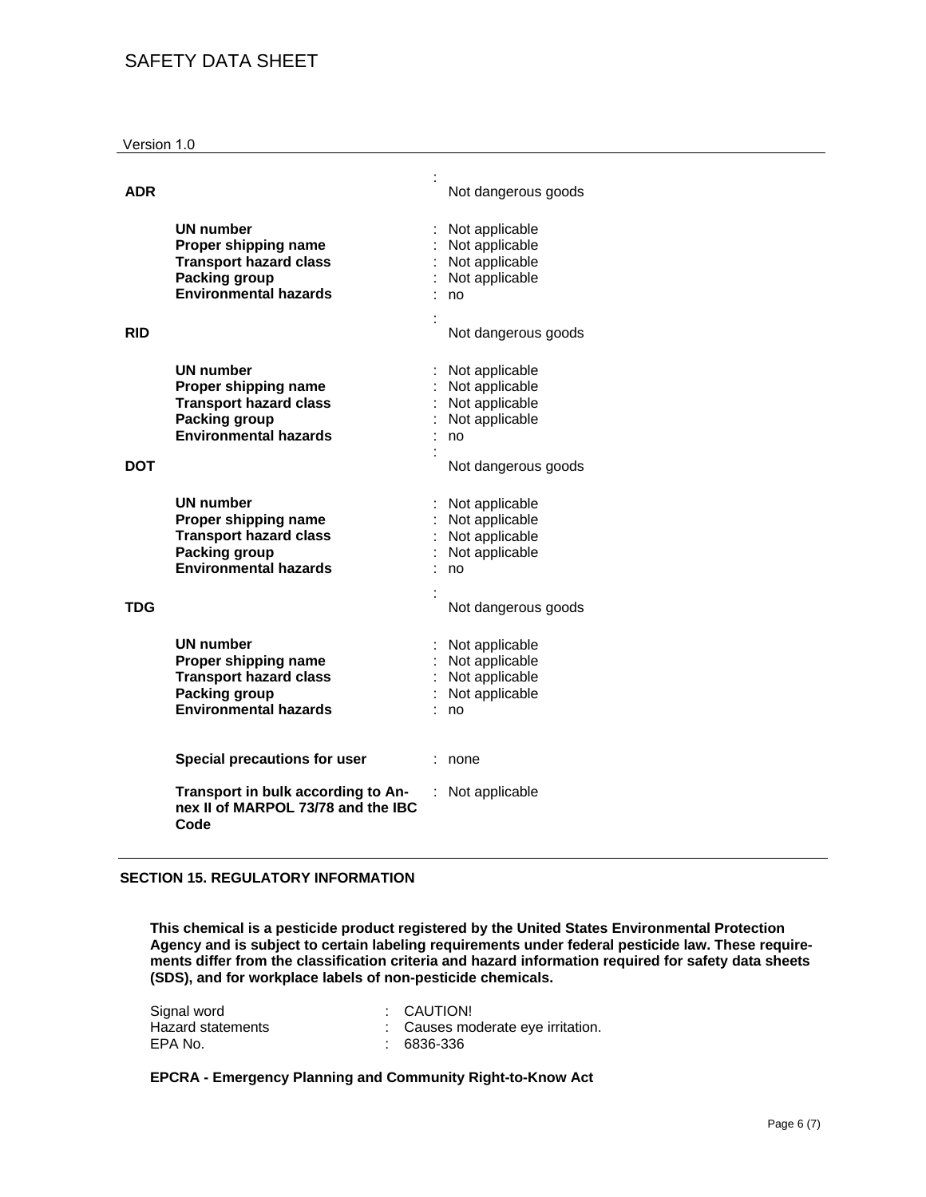**ADR** : Not dangerous goods

| | |
|---|---|
| **UN number** | : Not applicable |
| **Proper shipping name** | : Not applicable |
| **Transport hazard class** | : Not applicable |
| **Packing group** | : Not applicable |
| **Environmental hazards** | : no |

**RID** : Not dangerous goods

| | |
|---|---|
| **UN number** | : Not applicable |
| **Proper shipping name** | : Not applicable |
| **Transport hazard class** | : Not applicable |
| **Packing group** | : Not applicable |
| **Environmental hazards** | : no |

**DOT** : Not dangerous goods

| | |
|---|---|
| **UN number** | : Not applicable |
| **Proper shipping name** | : Not applicable |
| **Transport hazard class** | : Not applicable |
| **Packing group** | : Not applicable |
| **Environmental hazards** | : no |

**TDG** : Not dangerous goods

| | |
|---|---|
| **UN number** | : Not applicable |
| **Proper shipping name** | : Not applicable |
| **Transport hazard class** | : Not applicable |
| **Packing group** | : Not applicable |
| **Environmental hazards** | : no |

| | |
|---|---|
| **Special precautions for user** | : none |
| **Transport in bulk according to Annex II of MARPOL 73/78 and the IBC Code** | : Not applicable |

## SECTION 15. REGULATORY INFORMATION

**This chemical is a pesticide product registered by the United States Environmental Protection Agency and is subject to certain labeling requirements under federal pesticide law. These requirements differ from the classification criteria and hazard information required for safety data sheets (SDS), and for workplace labels of non-pesticide chemicals.**

| | |
|---|---|
| Signal word | : CAUTION! |
| Hazard statements | : Causes moderate eye irritation. |
| EPA No. | : 6836-336 |

**EPCRA - Emergency Planning and Community Right-to-Know Act**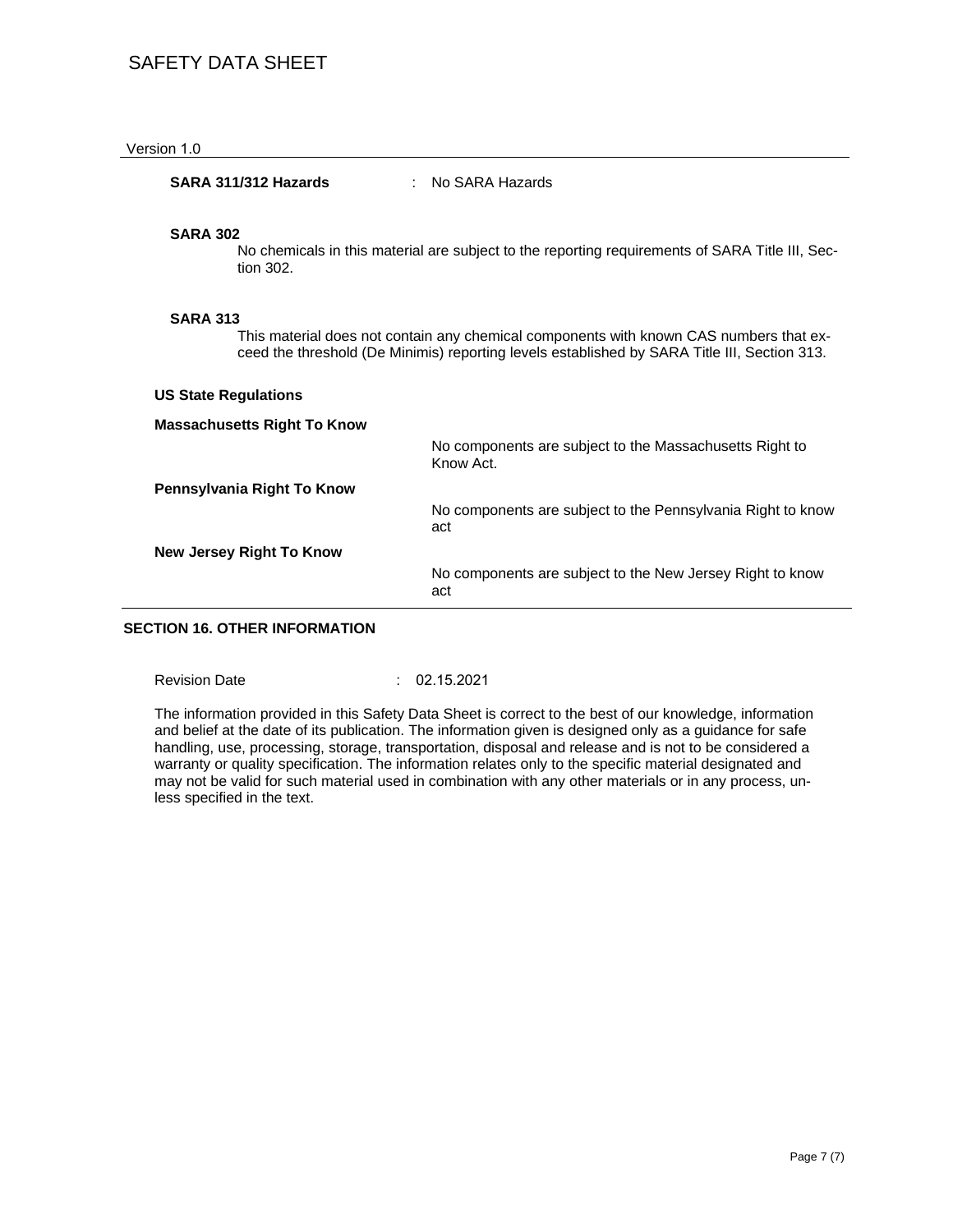**SARA 311/312 Hazards** : No SARA Hazards

**SARA 302**

No chemicals in this material are subject to the reporting requirements of SARA Title III, Section 302.

**SARA 313**

This material does not contain any chemical components with known CAS numbers that exceed the threshold (De Minimis) reporting levels established by SARA Title III, Section 313.

**US State Regulations**

**Massachusetts Right To Know**

No components are subject to the Massachusetts Right to Know Act.

**Pennsylvania Right To Know**

No components are subject to the Pennsylvania Right to know act

**New Jersey Right To Know**

No components are subject to the New Jersey Right to know act

## SECTION 16. OTHER INFORMATION

Revision Date : 02.15.2021

The information provided in this Safety Data Sheet is correct to the best of our knowledge, information and belief at the date of its publication. The information given is designed only as a guidance for safe handling, use, processing, storage, transportation, disposal and release and is not to be considered a warranty or quality specification. The information relates only to the specific material designated and may not be valid for such material used in combination with any other materials or in any process, unless specified in the text.